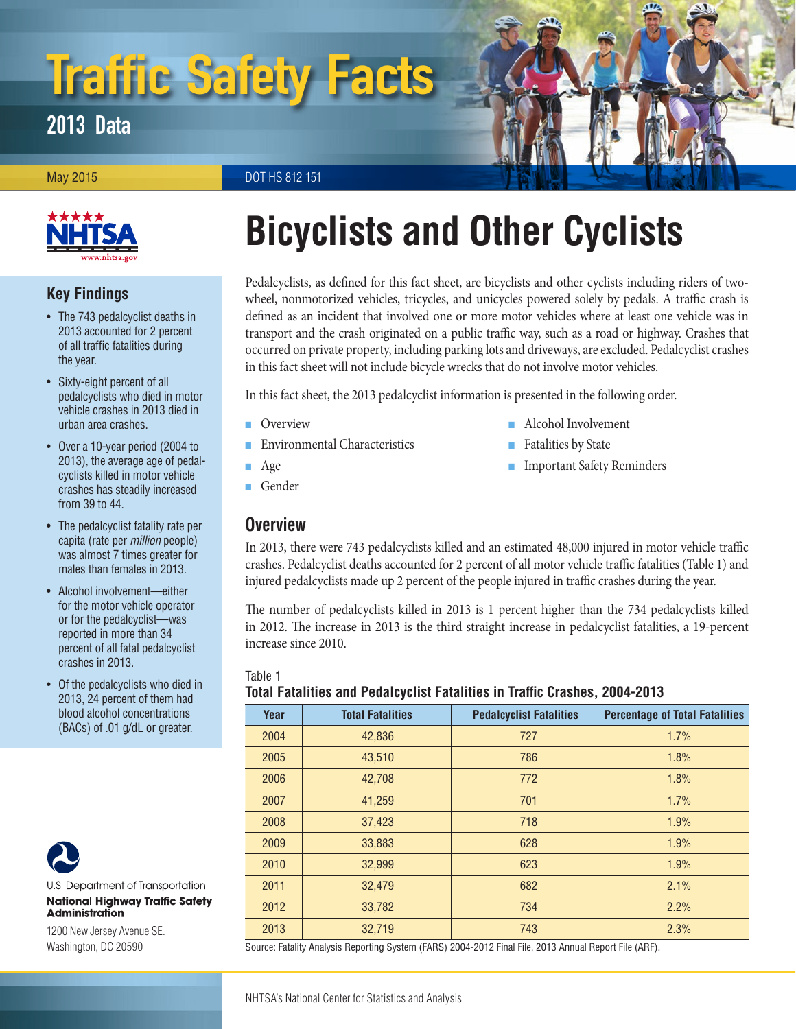# Traffic Safety Facts

## 2013 Data

May 2015

DOT HS 812 151

# Bicyclists and Other Cyclists

Pedalcyclists, as defined for this fact sheet, are bicyclists and other cyclists including riders of two-wheel, nonmotorized vehicles, tricycles, and unicycles powered solely by pedals. A traffic crash is defined as an incident that involved one or more motor vehicles where at least one vehicle was in transport and the crash originated on a public traffic way, such as a road or highway. Crashes that occurred on private property, including parking lots and driveways, are excluded. Pedalcyclist crashes in this fact sheet will not include bicycle wrecks that do not involve motor vehicles.

In this fact sheet, the 2013 pedalcyclist information is presented in the following order.

- Overview
- Environmental Characteristics
- Age
- Gender
- Alcohol Involvement
- Fatalities by State
- Important Safety Reminders

## Key Findings

- The 743 pedalcyclist deaths in 2013 accounted for 2 percent of all traffic fatalities during the year.
- Sixty-eight percent of all pedalcyclists who died in motor vehicle crashes in 2013 died in urban area crashes.
- Over a 10-year period (2004 to 2013), the average age of pedalcyclists killed in motor vehicle crashes has steadily increased from 39 to 44.
- The pedalcyclist fatality rate per capita (rate per *million* people) was almost 7 times greater for males than females in 2013.
- Alcohol involvement—either for the motor vehicle operator or for the pedalcyclist—was reported in more than 34 percent of all fatal pedalcyclist crashes in 2013.
- Of the pedalcyclists who died in 2013, 24 percent of them had blood alcohol concentrations (BACs) of .01 g/dL or greater.

## Overview

In 2013, there were 743 pedalcyclists killed and an estimated 48,000 injured in motor vehicle traffic crashes. Pedalcyclist deaths accounted for 2 percent of all motor vehicle traffic fatalities (Table 1) and injured pedalcyclists made up 2 percent of the people injured in traffic crashes during the year.

The number of pedalcyclists killed in 2013 is 1 percent higher than the 734 pedalcyclists killed in 2012. The increase in 2013 is the third straight increase in pedalcyclist fatalities, a 19-percent increase since 2010.

Table 1

**Total Fatalities and Pedalcyclist Fatalities in Traffic Crashes, 2004-2013**

| Year | Total Fatalities | Pedalcyclist Fatalities | Percentage of Total Fatalities |
|---|---|---|---|
| 2004 | 42,836 | 727 | 1.7% |
| 2005 | 43,510 | 786 | 1.8% |
| 2006 | 42,708 | 772 | 1.8% |
| 2007 | 41,259 | 701 | 1.7% |
| 2008 | 37,423 | 718 | 1.9% |
| 2009 | 33,883 | 628 | 1.9% |
| 2010 | 32,999 | 623 | 1.9% |
| 2011 | 32,479 | 682 | 2.1% |
| 2012 | 33,782 | 734 | 2.2% |
| 2013 | 32,719 | 743 | 2.3% |

Source: Fatality Analysis Reporting System (FARS) 2004-2012 Final File, 2013 Annual Report File (ARF).

U.S. Department of Transportation
**National Highway Traffic Safety Administration**
1200 New Jersey Avenue SE.
Washington, DC 20590

NHTSA's National Center for Statistics and Analysis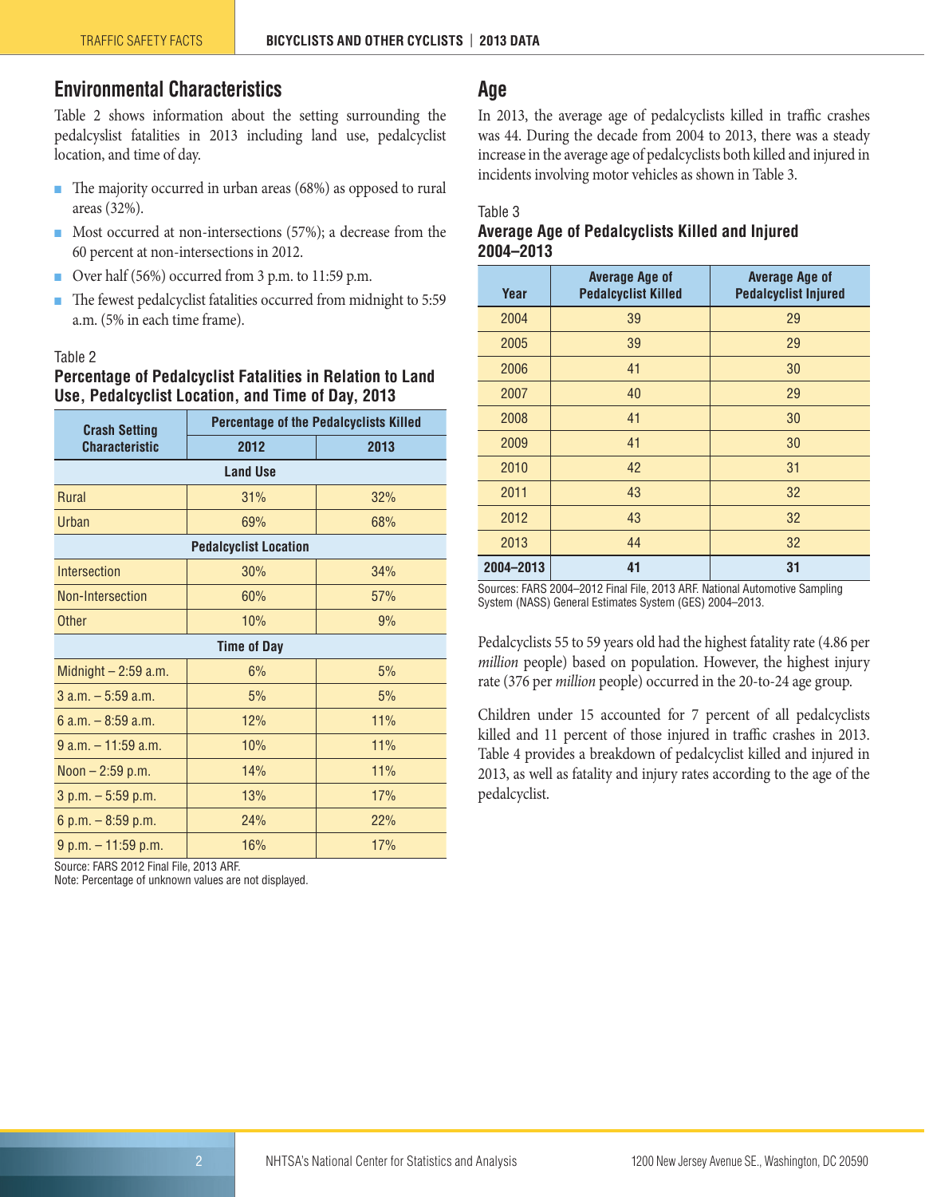## Environmental Characteristics

Table 2 shows information about the setting surrounding the pedalcyslist fatalities in 2013 including land use, pedalcyclist location, and time of day.

- The majority occurred in urban areas (68%) as opposed to rural areas (32%).
- Most occurred at non-intersections (57%); a decrease from the 60 percent at non-intersections in 2012.
- Over half (56%) occurred from 3 p.m. to 11:59 p.m.
- The fewest pedalcyclist fatalities occurred from midnight to 5:59 a.m. (5% in each time frame).

Table 2

**Percentage of Pedalcyclist Fatalities in Relation to Land Use, Pedalcyclist Location, and Time of Day, 2013**

| Crash Setting Characteristic | Percentage of the Pedalcyclists Killed | |
|---|---|---|
| | 2012 | 2013 |
| **Land Use** | | |
| Rural | 31% | 32% |
| Urban | 69% | 68% |
| **Pedalcyclist Location** | | |
| Intersection | 30% | 34% |
| Non-Intersection | 60% | 57% |
| Other | 10% | 9% |
| **Time of Day** | | |
| Midnight – 2:59 a.m. | 6% | 5% |
| 3 a.m. – 5:59 a.m. | 5% | 5% |
| 6 a.m. – 8:59 a.m. | 12% | 11% |
| 9 a.m. – 11:59 a.m. | 10% | 11% |
| Noon – 2:59 p.m. | 14% | 11% |
| 3 p.m. – 5:59 p.m. | 13% | 17% |
| 6 p.m. – 8:59 p.m. | 24% | 22% |
| 9 p.m. – 11:59 p.m. | 16% | 17% |

Source: FARS 2012 Final File, 2013 ARF.
Note: Percentage of unknown values are not displayed.

## Age

In 2013, the average age of pedalcyclists killed in traffic crashes was 44. During the decade from 2004 to 2013, there was a steady increase in the average age of pedalcyclists both killed and injured in incidents involving motor vehicles as shown in Table 3.

Table 3

**Average Age of Pedalcyclists Killed and Injured 2004–2013**

| Year | Average Age of Pedalcyclist Killed | Average Age of Pedalcyclist Injured |
|---|---|---|
| 2004 | 39 | 29 |
| 2005 | 39 | 29 |
| 2006 | 41 | 30 |
| 2007 | 40 | 29 |
| 2008 | 41 | 30 |
| 2009 | 41 | 30 |
| 2010 | 42 | 31 |
| 2011 | 43 | 32 |
| 2012 | 43 | 32 |
| 2013 | 44 | 32 |
| **2004–2013** | **41** | **31** |

Sources: FARS 2004–2012 Final File, 2013 ARF. National Automotive Sampling System (NASS) General Estimates System (GES) 2004–2013.

Pedalcyclists 55 to 59 years old had the highest fatality rate (4.86 per *million* people) based on population. However, the highest injury rate (376 per *million* people) occurred in the 20-to-24 age group.

Children under 15 accounted for 7 percent of all pedalcyclists killed and 11 percent of those injured in traffic crashes in 2013. Table 4 provides a breakdown of pedalcyclist killed and injured in 2013, as well as fatality and injury rates according to the age of the pedalcyclist.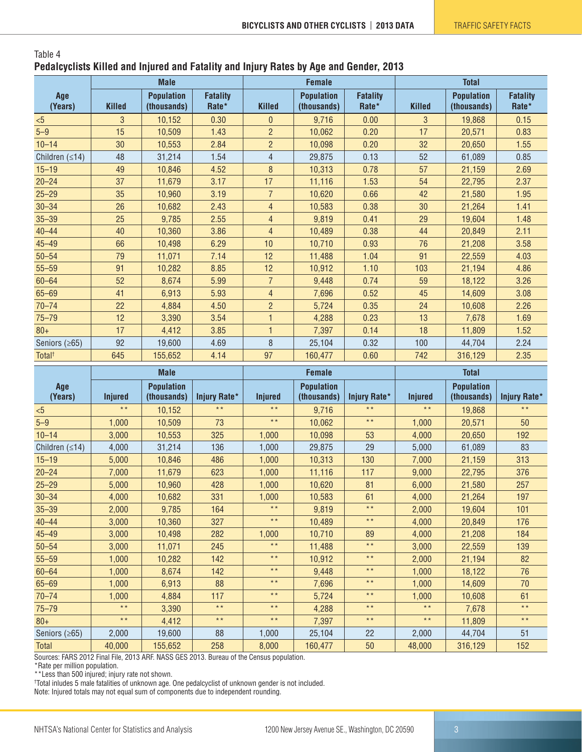Table 4

**Pedalcyclists Killed and Injured and Fatality and Injury Rates by Age and Gender, 2013**

| Age (Years) | Male | | | Female | | | Total | | |
|---|---|---|---|---|---|---|---|---|---|
| | Killed | Population (thousands) | Fatality Rate* | Killed | Population (thousands) | Fatality Rate* | Killed | Population (thousands) | Fatality Rate* |
| <5 | 3 | 10,152 | 0.30 | 0 | 9,716 | 0.00 | 3 | 19,868 | 0.15 |
| 5–9 | 15 | 10,509 | 1.43 | 2 | 10,062 | 0.20 | 17 | 20,571 | 0.83 |
| 10–14 | 30 | 10,553 | 2.84 | 2 | 10,098 | 0.20 | 32 | 20,650 | 1.55 |
| Children (≤14) | 48 | 31,214 | 1.54 | 4 | 29,875 | 0.13 | 52 | 61,089 | 0.85 |
| 15–19 | 49 | 10,846 | 4.52 | 8 | 10,313 | 0.78 | 57 | 21,159 | 2.69 |
| 20–24 | 37 | 11,679 | 3.17 | 17 | 11,116 | 1.53 | 54 | 22,795 | 2.37 |
| 25–29 | 35 | 10,960 | 3.19 | 7 | 10,620 | 0.66 | 42 | 21,580 | 1.95 |
| 30–34 | 26 | 10,682 | 2.43 | 4 | 10,583 | 0.38 | 30 | 21,264 | 1.41 |
| 35–39 | 25 | 9,785 | 2.55 | 4 | 9,819 | 0.41 | 29 | 19,604 | 1.48 |
| 40–44 | 40 | 10,360 | 3.86 | 4 | 10,489 | 0.38 | 44 | 20,849 | 2.11 |
| 45–49 | 66 | 10,498 | 6.29 | 10 | 10,710 | 0.93 | 76 | 21,208 | 3.58 |
| 50–54 | 79 | 11,071 | 7.14 | 12 | 11,488 | 1.04 | 91 | 22,559 | 4.03 |
| 55–59 | 91 | 10,282 | 8.85 | 12 | 10,912 | 1.10 | 103 | 21,194 | 4.86 |
| 60–64 | 52 | 8,674 | 5.99 | 7 | 9,448 | 0.74 | 59 | 18,122 | 3.26 |
| 65–69 | 41 | 6,913 | 5.93 | 4 | 7,696 | 0.52 | 45 | 14,609 | 3.08 |
| 70–74 | 22 | 4,884 | 4.50 | 2 | 5,724 | 0.35 | 24 | 10,608 | 2.26 |
| 75–79 | 12 | 3,390 | 3.54 | 1 | 4,288 | 0.23 | 13 | 7,678 | 1.69 |
| 80+ | 17 | 4,412 | 3.85 | 1 | 7,397 | 0.14 | 18 | 11,809 | 1.52 |
| Seniors (≥65) | 92 | 19,600 | 4.69 | 8 | 25,104 | 0.32 | 100 | 44,704 | 2.24 |
| Total† | 645 | 155,652 | 4.14 | 97 | 160,477 | 0.60 | 742 | 316,129 | 2.35 |

| Age (Years) | Male | | | Female | | | Total | | |
|---|---|---|---|---|---|---|---|---|---|
| | Injured | Population (thousands) | Injury Rate* | Injured | Population (thousands) | Injury Rate* | Injured | Population (thousands) | Injury Rate* |
| <5 | ** | 10,152 | ** | ** | 9,716 | ** | ** | 19,868 | ** |
| 5–9 | 1,000 | 10,509 | 73 | ** | 10,062 | ** | 1,000 | 20,571 | 50 |
| 10–14 | 3,000 | 10,553 | 325 | 1,000 | 10,098 | 53 | 4,000 | 20,650 | 192 |
| Children (≤14) | 4,000 | 31,214 | 136 | 1,000 | 29,875 | 29 | 5,000 | 61,089 | 83 |
| 15–19 | 5,000 | 10,846 | 486 | 1,000 | 10,313 | 130 | 7,000 | 21,159 | 313 |
| 20–24 | 7,000 | 11,679 | 623 | 1,000 | 11,116 | 117 | 9,000 | 22,795 | 376 |
| 25–29 | 5,000 | 10,960 | 428 | 1,000 | 10,620 | 81 | 6,000 | 21,580 | 257 |
| 30–34 | 4,000 | 10,682 | 331 | 1,000 | 10,583 | 61 | 4,000 | 21,264 | 197 |
| 35–39 | 2,000 | 9,785 | 164 | ** | 9,819 | ** | 2,000 | 19,604 | 101 |
| 40–44 | 3,000 | 10,360 | 327 | ** | 10,489 | ** | 4,000 | 20,849 | 176 |
| 45–49 | 3,000 | 10,498 | 282 | 1,000 | 10,710 | 89 | 4,000 | 21,208 | 184 |
| 50–54 | 3,000 | 11,071 | 245 | ** | 11,488 | ** | 3,000 | 22,559 | 139 |
| 55–59 | 1,000 | 10,282 | 142 | ** | 10,912 | ** | 2,000 | 21,194 | 82 |
| 60–64 | 1,000 | 8,674 | 142 | ** | 9,448 | ** | 1,000 | 18,122 | 76 |
| 65–69 | 1,000 | 6,913 | 88 | ** | 7,696 | ** | 1,000 | 14,609 | 70 |
| 70–74 | 1,000 | 4,884 | 117 | ** | 5,724 | ** | 1,000 | 10,608 | 61 |
| 75–79 | ** | 3,390 | ** | ** | 4,288 | ** | ** | 7,678 | ** |
| 80+ | ** | 4,412 | ** | ** | 7,397 | ** | ** | 11,809 | ** |
| Seniors (≥65) | 2,000 | 19,600 | 88 | 1,000 | 25,104 | 22 | 2,000 | 44,704 | 51 |
| Total | 40,000 | 155,652 | 258 | 8,000 | 160,477 | 50 | 48,000 | 316,129 | 152 |

Sources: FARS 2012 Final File, 2013 ARF. NASS GES 2013. Bureau of the Census population.

*Rate per million population.

**Less than 500 injured; injury rate not shown.

†Total inludes 5 male fatalities of unknown age. One pedalcyclist of unknown gender is not included.

Note: Injured totals may not equal sum of components due to independent rounding.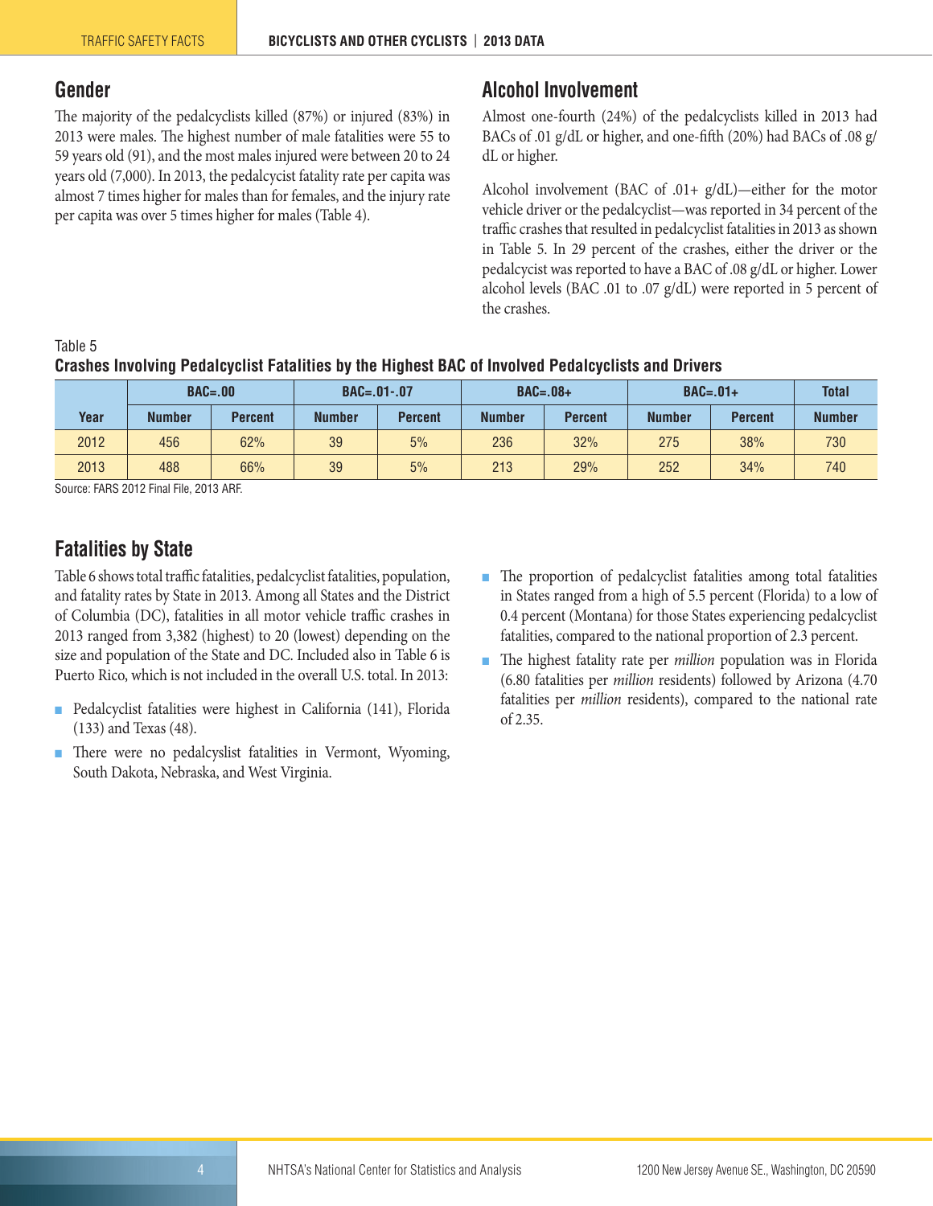## Gender

The majority of the pedalcyclists killed (87%) or injured (83%) in 2013 were males. The highest number of male fatalities were 55 to 59 years old (91), and the most males injured were between 20 to 24 years old (7,000). In 2013, the pedalcycist fatality rate per capita was almost 7 times higher for males than for females, and the injury rate per capita was over 5 times higher for males (Table 4).

## Alcohol Involvement

Almost one-fourth (24%) of the pedalcyclists killed in 2013 had BACs of .01 g/dL or higher, and one-fifth (20%) had BACs of .08 g/dL or higher.

Alcohol involvement (BAC of .01+ g/dL)—either for the motor vehicle driver or the pedalcyclist—was reported in 34 percent of the traffic crashes that resulted in pedalcyclist fatalities in 2013 as shown in Table 5. In 29 percent of the crashes, either the driver or the pedalcyесlist was reported to have a BAC of .08 g/dL or higher. Lower alcohol levels (BAC .01 to .07 g/dL) were reported in 5 percent of the crashes.

Table 5
**Crashes Involving Pedalcyclist Fatalities by the Highest BAC of Involved Pedalcyclists and Drivers**

| Year | BAC=.00 | | BAC=.01-.07 | | BAC=.08+ | | BAC=.01+ | | Total |
|---|---|---|---|---|---|---|---|---|---|
| | Number | Percent | Number | Percent | Number | Percent | Number | Percent | Number |
| 2012 | 456 | 62% | 39 | 5% | 236 | 32% | 275 | 38% | 730 |
| 2013 | 488 | 66% | 39 | 5% | 213 | 29% | 252 | 34% | 740 |

Source: FARS 2012 Final File, 2013 ARF.

## Fatalities by State

Table 6 shows total traffic fatalities, pedalcyclist fatalities, population, and fatality rates by State in 2013. Among all States and the District of Columbia (DC), fatalities in all motor vehicle traffic crashes in 2013 ranged from 3,382 (highest) to 20 (lowest) depending on the size and population of the State and DC. Included also in Table 6 is Puerto Rico, which is not included in the overall U.S. total. In 2013:

- Pedalcyclist fatalities were highest in California (141), Florida (133) and Texas (48).
- There were no pedalcyslist fatalities in Vermont, Wyoming, South Dakota, Nebraska, and West Virginia.
- The proportion of pedalcyclist fatalities among total fatalities in States ranged from a high of 5.5 percent (Florida) to a low of 0.4 percent (Montana) for those States experiencing pedalcyclist fatalities, compared to the national proportion of 2.3 percent.
- The highest fatality rate per *million* population was in Florida (6.80 fatalities per *million* residents) followed by Arizona (4.70 fatalities per *million* residents), compared to the national rate of 2.35.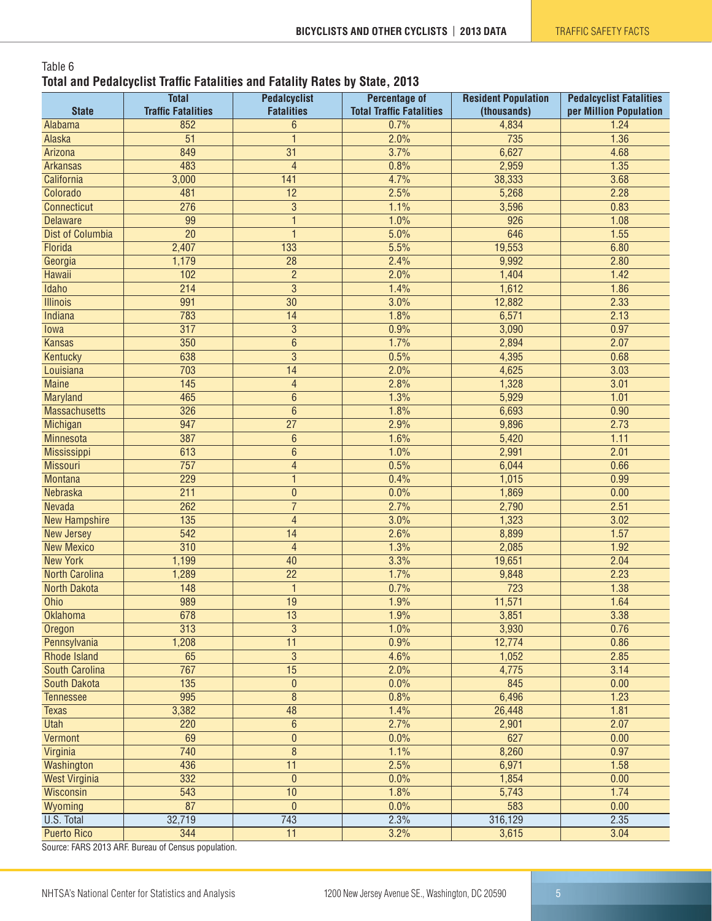Table 6

**Total and Pedalcyclist Traffic Fatalities and Fatality Rates by State, 2013**

| State | Total Traffic Fatalities | Pedalcyclist Fatalities | Percentage of Total Traffic Fatalities | Resident Population (thousands) | Pedalcyclist Fatalities per Million Population |
|---|---|---|---|---|---|
| Alabama | 852 | 6 | 0.7% | 4,834 | 1.24 |
| Alaska | 51 | 1 | 2.0% | 735 | 1.36 |
| Arizona | 849 | 31 | 3.7% | 6,627 | 4.68 |
| Arkansas | 483 | 4 | 0.8% | 2,959 | 1.35 |
| California | 3,000 | 141 | 4.7% | 38,333 | 3.68 |
| Colorado | 481 | 12 | 2.5% | 5,268 | 2.28 |
| Connecticut | 276 | 3 | 1.1% | 3,596 | 0.83 |
| Delaware | 99 | 1 | 1.0% | 926 | 1.08 |
| Dist of Columbia | 20 | 1 | 5.0% | 646 | 1.55 |
| Florida | 2,407 | 133 | 5.5% | 19,553 | 6.80 |
| Georgia | 1,179 | 28 | 2.4% | 9,992 | 2.80 |
| Hawaii | 102 | 2 | 2.0% | 1,404 | 1.42 |
| Idaho | 214 | 3 | 1.4% | 1,612 | 1.86 |
| Illinois | 991 | 30 | 3.0% | 12,882 | 2.33 |
| Indiana | 783 | 14 | 1.8% | 6,571 | 2.13 |
| Iowa | 317 | 3 | 0.9% | 3,090 | 0.97 |
| Kansas | 350 | 6 | 1.7% | 2,894 | 2.07 |
| Kentucky | 638 | 3 | 0.5% | 4,395 | 0.68 |
| Louisiana | 703 | 14 | 2.0% | 4,625 | 3.03 |
| Maine | 145 | 4 | 2.8% | 1,328 | 3.01 |
| Maryland | 465 | 6 | 1.3% | 5,929 | 1.01 |
| Massachusetts | 326 | 6 | 1.8% | 6,693 | 0.90 |
| Michigan | 947 | 27 | 2.9% | 9,896 | 2.73 |
| Minnesota | 387 | 6 | 1.6% | 5,420 | 1.11 |
| Mississippi | 613 | 6 | 1.0% | 2,991 | 2.01 |
| Missouri | 757 | 4 | 0.5% | 6,044 | 0.66 |
| Montana | 229 | 1 | 0.4% | 1,015 | 0.99 |
| Nebraska | 211 | 0 | 0.0% | 1,869 | 0.00 |
| Nevada | 262 | 7 | 2.7% | 2,790 | 2.51 |
| New Hampshire | 135 | 4 | 3.0% | 1,323 | 3.02 |
| New Jersey | 542 | 14 | 2.6% | 8,899 | 1.57 |
| New Mexico | 310 | 4 | 1.3% | 2,085 | 1.92 |
| New York | 1,199 | 40 | 3.3% | 19,651 | 2.04 |
| North Carolina | 1,289 | 22 | 1.7% | 9,848 | 2.23 |
| North Dakota | 148 | 1 | 0.7% | 723 | 1.38 |
| Ohio | 989 | 19 | 1.9% | 11,571 | 1.64 |
| Oklahoma | 678 | 13 | 1.9% | 3,851 | 3.38 |
| Oregon | 313 | 3 | 1.0% | 3,930 | 0.76 |
| Pennsylvania | 1,208 | 11 | 0.9% | 12,774 | 0.86 |
| Rhode Island | 65 | 3 | 4.6% | 1,052 | 2.85 |
| South Carolina | 767 | 15 | 2.0% | 4,775 | 3.14 |
| South Dakota | 135 | 0 | 0.0% | 845 | 0.00 |
| Tennessee | 995 | 8 | 0.8% | 6,496 | 1.23 |
| Texas | 3,382 | 48 | 1.4% | 26,448 | 1.81 |
| Utah | 220 | 6 | 2.7% | 2,901 | 2.07 |
| Vermont | 69 | 0 | 0.0% | 627 | 0.00 |
| Virginia | 740 | 8 | 1.1% | 8,260 | 0.97 |
| Washington | 436 | 11 | 2.5% | 6,971 | 1.58 |
| West Virginia | 332 | 0 | 0.0% | 1,854 | 0.00 |
| Wisconsin | 543 | 10 | 1.8% | 5,743 | 1.74 |
| Wyoming | 87 | 0 | 0.0% | 583 | 0.00 |
| U.S. Total | 32,719 | 743 | 2.3% | 316,129 | 2.35 |
| Puerto Rico | 344 | 11 | 3.2% | 3,615 | 3.04 |

Source: FARS 2013 ARF. Bureau of Census population.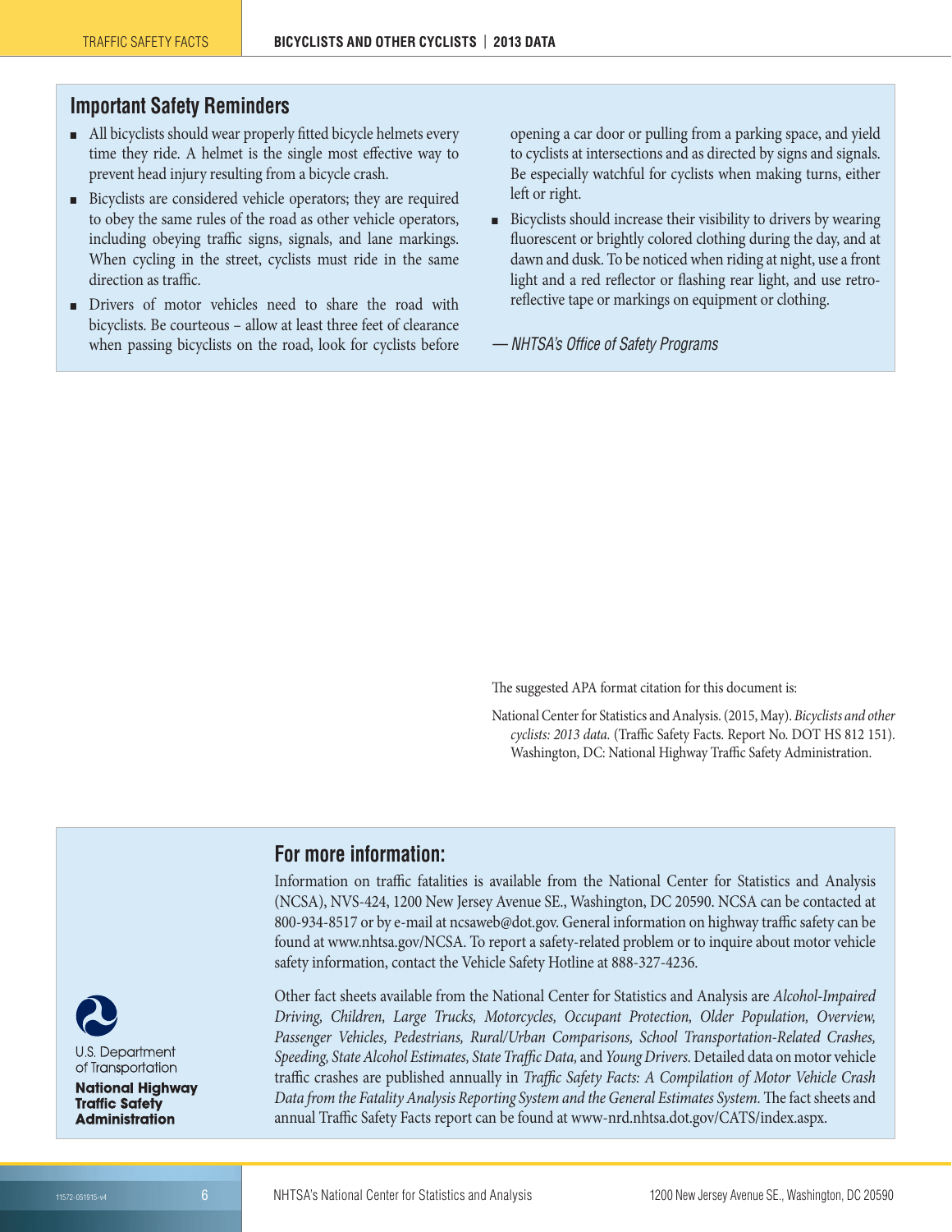## Important Safety Reminders

- All bicyclists should wear properly fitted bicycle helmets every time they ride. A helmet is the single most effective way to prevent head injury resulting from a bicycle crash.
- Bicyclists are considered vehicle operators; they are required to obey the same rules of the road as other vehicle operators, including obeying traffic signs, signals, and lane markings. When cycling in the street, cyclists must ride in the same direction as traffic.
- Drivers of motor vehicles need to share the road with bicyclists. Be courteous – allow at least three feet of clearance when passing bicyclists on the road, look for cyclists before opening a car door or pulling from a parking space, and yield to cyclists at intersections and as directed by signs and signals. Be especially watchful for cyclists when making turns, either left or right.
- Bicyclists should increase their visibility to drivers by wearing fluorescent or brightly colored clothing during the day, and at dawn and dusk. To be noticed when riding at night, use a front light and a red reflector or flashing rear light, and use retro-reflective tape or markings on equipment or clothing.

*— NHTSA's Office of Safety Programs*

The suggested APA format citation for this document is:

National Center for Statistics and Analysis. (2015, May). *Bicyclists and other cyclists: 2013 data.* (Traffic Safety Facts. Report No. DOT HS 812 151). Washington, DC: National Highway Traffic Safety Administration.

## For more information:

Information on traffic fatalities is available from the National Center for Statistics and Analysis (NCSA), NVS-424, 1200 New Jersey Avenue SE., Washington, DC 20590. NCSA can be contacted at 800-934-8517 or by e-mail at ncsaweb@dot.gov. General information on highway traffic safety can be found at www.nhtsa.gov/NCSA. To report a safety-related problem or to inquire about motor vehicle safety information, contact the Vehicle Safety Hotline at 888-327-4236.

Other fact sheets available from the National Center for Statistics and Analysis are *Alcohol-Impaired Driving, Children, Large Trucks, Motorcycles, Occupant Protection, Older Population, Overview, Passenger Vehicles, Pedestrians, Rural/Urban Comparisons, School Transportation-Related Crashes, Speeding, State Alcohol Estimates, State Traffic Data,* and *Young Drivers.* Detailed data on motor vehicle traffic crashes are published annually in *Traffic Safety Facts: A Compilation of Motor Vehicle Crash Data from the Fatality Analysis Reporting System and the General Estimates System.* The fact sheets and annual Traffic Safety Facts report can be found at www-nrd.nhtsa.dot.gov/CATS/index.aspx.

U.S. Department of Transportation

**National Highway Traffic Safety Administration**

11572-051915-v4